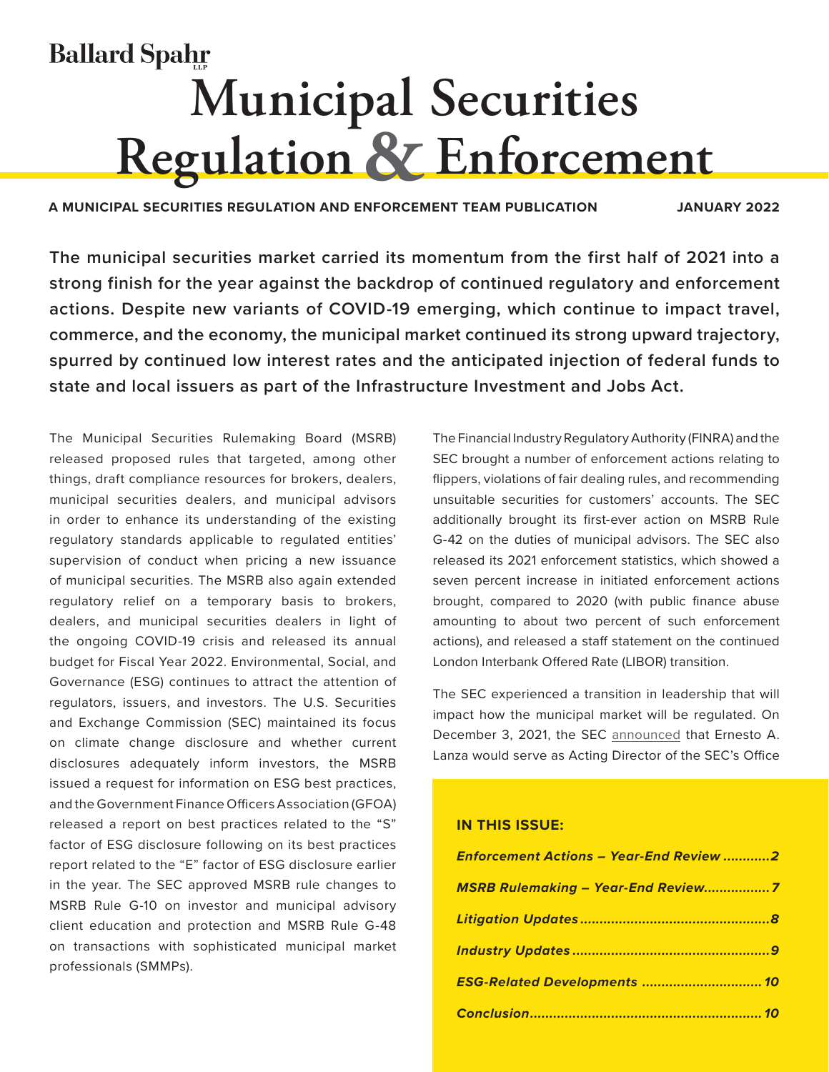Ballard Spahr LLP

# Municipal Securities Regulation & Enforcement

**A MUNICIPAL SECURITIES REGULATION AND ENFORCEMENT TEAM PUBLICATION** **JANUARY 2022**

**The municipal securities market carried its momentum from the first half of 2021 into a strong finish for the year against the backdrop of continued regulatory and enforcement actions. Despite new variants of COVID-19 emerging, which continue to impact travel, commerce, and the economy, the municipal market continued its strong upward trajectory, spurred by continued low interest rates and the anticipated injection of federal funds to state and local issuers as part of the Infrastructure Investment and Jobs Act.**

The Municipal Securities Rulemaking Board (MSRB) released proposed rules that targeted, among other things, draft compliance resources for brokers, dealers, municipal securities dealers, and municipal advisors in order to enhance its understanding of the existing regulatory standards applicable to regulated entities' supervision of conduct when pricing a new issuance of municipal securities. The MSRB also again extended regulatory relief on a temporary basis to brokers, dealers, and municipal securities dealers in light of the ongoing COVID-19 crisis and released its annual budget for Fiscal Year 2022. Environmental, Social, and Governance (ESG) continues to attract the attention of regulators, issuers, and investors. The U.S. Securities and Exchange Commission (SEC) maintained its focus on climate change disclosure and whether current disclosures adequately inform investors, the MSRB issued a request for information on ESG best practices, and the Government Finance Officers Association (GFOA) released a report on best practices related to the "S" factor of ESG disclosure following on its best practices report related to the "E" factor of ESG disclosure earlier in the year. The SEC approved MSRB rule changes to MSRB Rule G-10 on investor and municipal advisory client education and protection and MSRB Rule G-48 on transactions with sophisticated municipal market professionals (SMMPs).

The Financial Industry Regulatory Authority (FINRA) and the SEC brought a number of enforcement actions relating to flippers, violations of fair dealing rules, and recommending unsuitable securities for customers' accounts. The SEC additionally brought its first-ever action on MSRB Rule G-42 on the duties of municipal advisors. The SEC also released its 2021 enforcement statistics, which showed a seven percent increase in initiated enforcement actions brought, compared to 2020 (with public finance abuse amounting to about two percent of such enforcement actions), and released a staff statement on the continued London Interbank Offered Rate (LIBOR) transition.

The SEC experienced a transition in leadership that will impact how the municipal market will be regulated. On December 3, 2021, the SEC announced that Ernesto A. Lanza would serve as Acting Director of the SEC's Office

**IN THIS ISSUE:**

- *Enforcement Actions – Year-End Review* ............2
- *MSRB Rulemaking – Year-End Review*.................7
- *Litigation Updates*................................................8
- *Industry Updates*..................................................9
- *ESG-Related Developments* ..............................10
- *Conclusion*..........................................................10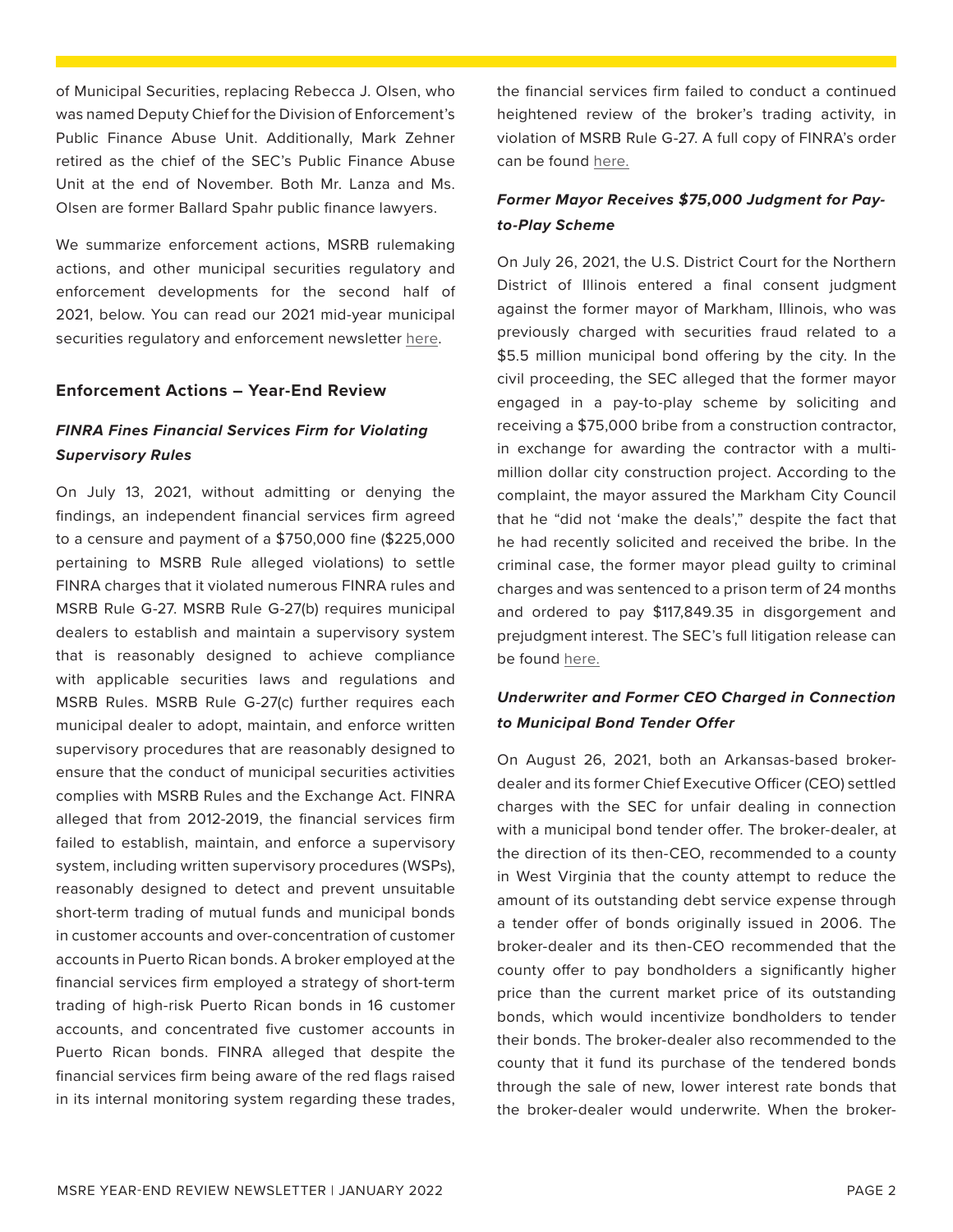of Municipal Securities, replacing Rebecca J. Olsen, who was named Deputy Chief for the Division of Enforcement's Public Finance Abuse Unit. Additionally, Mark Zehner retired as the chief of the SEC's Public Finance Abuse Unit at the end of November. Both Mr. Lanza and Ms. Olsen are former Ballard Spahr public finance lawyers.

We summarize enforcement actions, MSRB rulemaking actions, and other municipal securities regulatory and enforcement developments for the second half of 2021, below. You can read our 2021 mid-year municipal securities regulatory and enforcement newsletter here.

### Enforcement Actions – Year-End Review

#### *FINRA Fines Financial Services Firm for Violating Supervisory Rules*

On July 13, 2021, without admitting or denying the findings, an independent financial services firm agreed to a censure and payment of a $750,000 fine ($225,000 pertaining to MSRB Rule alleged violations) to settle FINRA charges that it violated numerous FINRA rules and MSRB Rule G-27. MSRB Rule G-27(b) requires municipal dealers to establish and maintain a supervisory system that is reasonably designed to achieve compliance with applicable securities laws and regulations and MSRB Rules. MSRB Rule G-27(c) further requires each municipal dealer to adopt, maintain, and enforce written supervisory procedures that are reasonably designed to ensure that the conduct of municipal securities activities complies with MSRB Rules and the Exchange Act. FINRA alleged that from 2012-2019, the financial services firm failed to establish, maintain, and enforce a supervisory system, including written supervisory procedures (WSPs), reasonably designed to detect and prevent unsuitable short-term trading of mutual funds and municipal bonds in customer accounts and over-concentration of customer accounts in Puerto Rican bonds. A broker employed at the financial services firm employed a strategy of short-term trading of high-risk Puerto Rican bonds in 16 customer accounts, and concentrated five customer accounts in Puerto Rican bonds. FINRA alleged that despite the financial services firm being aware of the red flags raised in its internal monitoring system regarding these trades, the financial services firm failed to conduct a continued heightened review of the broker's trading activity, in violation of MSRB Rule G-27. A full copy of FINRA's order can be found here.

#### *Former Mayor Receives $75,000 Judgment for Pay-to-Play Scheme*

On July 26, 2021, the U.S. District Court for the Northern District of Illinois entered a final consent judgment against the former mayor of Markham, Illinois, who was previously charged with securities fraud related to a $5.5 million municipal bond offering by the city. In the civil proceeding, the SEC alleged that the former mayor engaged in a pay-to-play scheme by soliciting and receiving a $75,000 bribe from a construction contractor, in exchange for awarding the contractor with a multi-million dollar city construction project. According to the complaint, the mayor assured the Markham City Council that he "did not 'make the deals'," despite the fact that he had recently solicited and received the bribe. In the criminal case, the former mayor plead guilty to criminal charges and was sentenced to a prison term of 24 months and ordered to pay $117,849.35 in disgorgement and prejudgment interest. The SEC's full litigation release can be found here.

#### *Underwriter and Former CEO Charged in Connection to Municipal Bond Tender Offer*

On August 26, 2021, both an Arkansas-based broker-dealer and its former Chief Executive Officer (CEO) settled charges with the SEC for unfair dealing in connection with a municipal bond tender offer. The broker-dealer, at the direction of its then-CEO, recommended to a county in West Virginia that the county attempt to reduce the amount of its outstanding debt service expense through a tender offer of bonds originally issued in 2006. The broker-dealer and its then-CEO recommended that the county offer to pay bondholders a significantly higher price than the current market price of its outstanding bonds, which would incentivize bondholders to tender their bonds. The broker-dealer also recommended to the county that it fund its purchase of the tendered bonds through the sale of new, lower interest rate bonds that the broker-dealer would underwrite. When the broker-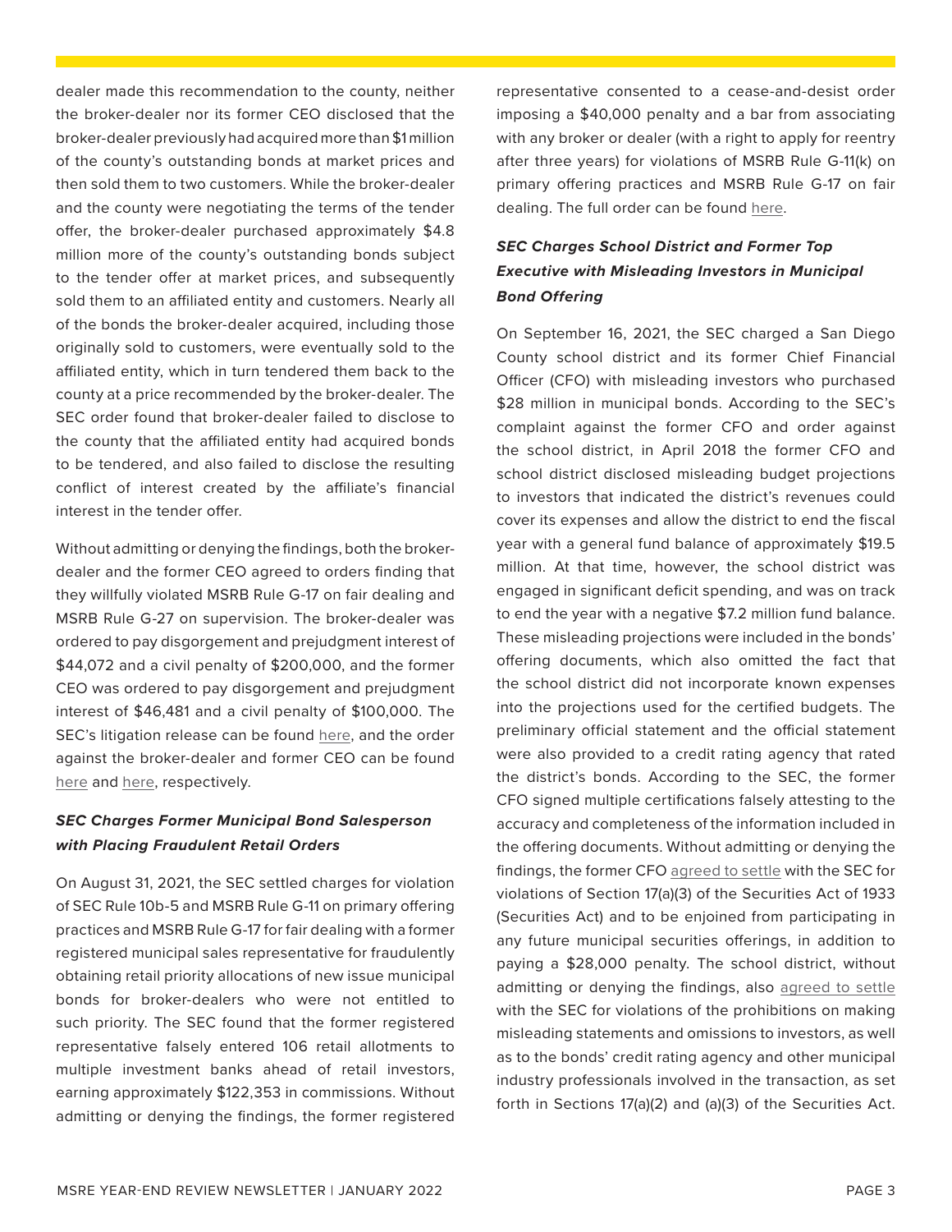dealer made this recommendation to the county, neither the broker-dealer nor its former CEO disclosed that the broker-dealer previously had acquired more than $1 million of the county's outstanding bonds at market prices and then sold them to two customers. While the broker-dealer and the county were negotiating the terms of the tender offer, the broker-dealer purchased approximately $4.8 million more of the county's outstanding bonds subject to the tender offer at market prices, and subsequently sold them to an affiliated entity and customers. Nearly all of the bonds the broker-dealer acquired, including those originally sold to customers, were eventually sold to the affiliated entity, which in turn tendered them back to the county at a price recommended by the broker-dealer. The SEC order found that broker-dealer failed to disclose to the county that the affiliated entity had acquired bonds to be tendered, and also failed to disclose the resulting conflict of interest created by the affiliate's financial interest in the tender offer.

Without admitting or denying the findings, both the broker-dealer and the former CEO agreed to orders finding that they willfully violated MSRB Rule G-17 on fair dealing and MSRB Rule G-27 on supervision. The broker-dealer was ordered to pay disgorgement and prejudgment interest of $44,072 and a civil penalty of $200,000, and the former CEO was ordered to pay disgorgement and prejudgment interest of $46,481 and a civil penalty of $100,000. The SEC's litigation release can be found here, and the order against the broker-dealer and former CEO can be found here and here, respectively.

### *SEC Charges Former Municipal Bond Salesperson with Placing Fraudulent Retail Orders*

On August 31, 2021, the SEC settled charges for violation of SEC Rule 10b-5 and MSRB Rule G-11 on primary offering practices and MSRB Rule G-17 for fair dealing with a former registered municipal sales representative for fraudulently obtaining retail priority allocations of new issue municipal bonds for broker-dealers who were not entitled to such priority. The SEC found that the former registered representative falsely entered 106 retail allotments to multiple investment banks ahead of retail investors, earning approximately $122,353 in commissions. Without admitting or denying the findings, the former registered representative consented to a cease-and-desist order imposing a $40,000 penalty and a bar from associating with any broker or dealer (with a right to apply for reentry after three years) for violations of MSRB Rule G-11(k) on primary offering practices and MSRB Rule G-17 on fair dealing. The full order can be found here.

### *SEC Charges School District and Former Top Executive with Misleading Investors in Municipal Bond Offering*

On September 16, 2021, the SEC charged a San Diego County school district and its former Chief Financial Officer (CFO) with misleading investors who purchased $28 million in municipal bonds. According to the SEC's complaint against the former CFO and order against the school district, in April 2018 the former CFO and school district disclosed misleading budget projections to investors that indicated the district's revenues could cover its expenses and allow the district to end the fiscal year with a general fund balance of approximately $19.5 million. At that time, however, the school district was engaged in significant deficit spending, and was on track to end the year with a negative $7.2 million fund balance. These misleading projections were included in the bonds' offering documents, which also omitted the fact that the school district did not incorporate known expenses into the projections used for the certified budgets. The preliminary official statement and the official statement were also provided to a credit rating agency that rated the district's bonds. According to the SEC, the former CFO signed multiple certifications falsely attesting to the accuracy and completeness of the information included in the offering documents. Without admitting or denying the findings, the former CFO agreed to settle with the SEC for violations of Section 17(a)(3) of the Securities Act of 1933 (Securities Act) and to be enjoined from participating in any future municipal securities offerings, in addition to paying a $28,000 penalty. The school district, without admitting or denying the findings, also agreed to settle with the SEC for violations of the prohibitions on making misleading statements and omissions to investors, as well as to the bonds' credit rating agency and other municipal industry professionals involved in the transaction, as set forth in Sections 17(a)(2) and (a)(3) of the Securities Act.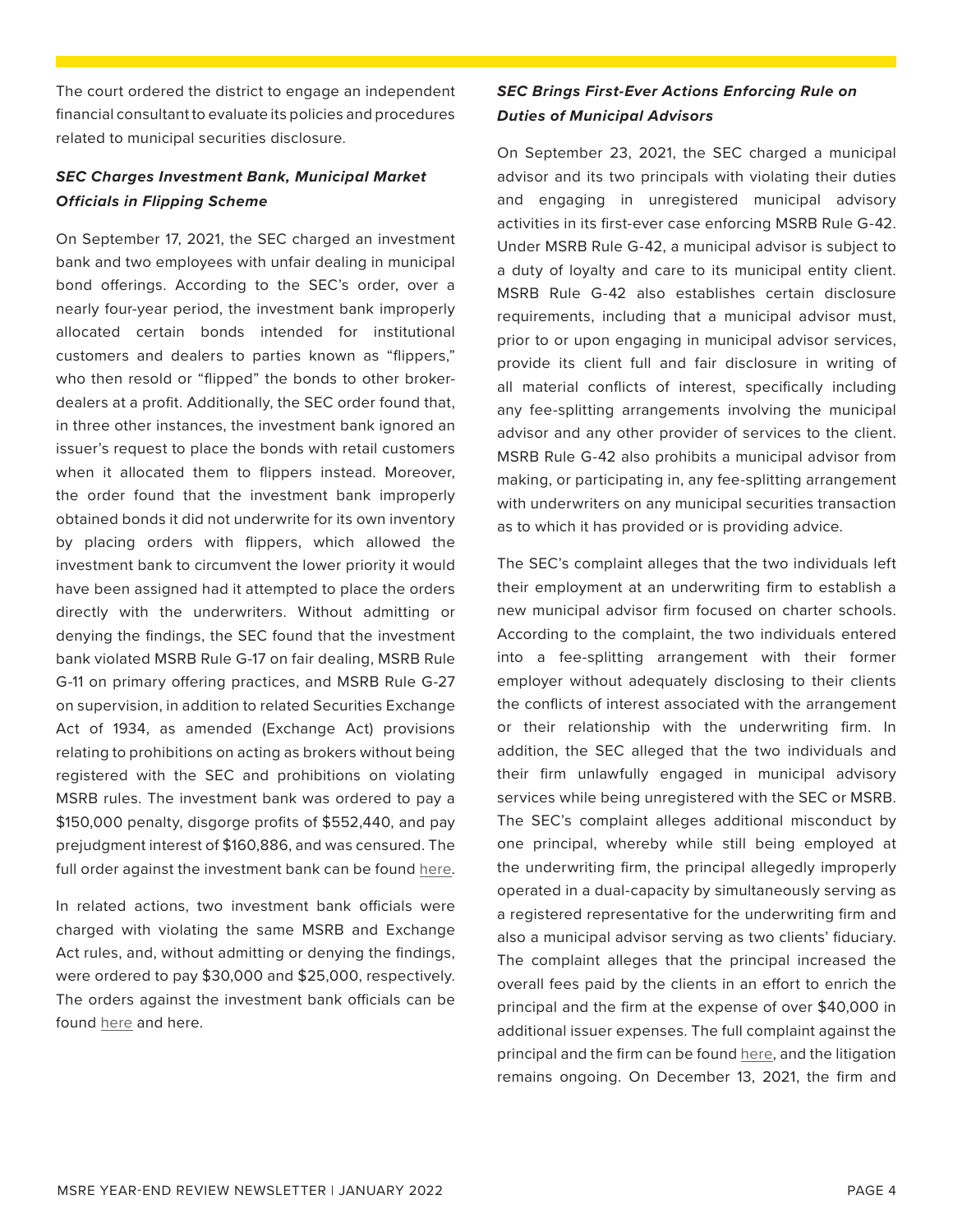The court ordered the district to engage an independent financial consultant to evaluate its policies and procedures related to municipal securities disclosure.

### *SEC Charges Investment Bank, Municipal Market Officials in Flipping Scheme*

On September 17, 2021, the SEC charged an investment bank and two employees with unfair dealing in municipal bond offerings. According to the SEC's order, over a nearly four-year period, the investment bank improperly allocated certain bonds intended for institutional customers and dealers to parties known as "flippers," who then resold or "flipped" the bonds to other broker-dealers at a profit. Additionally, the SEC order found that, in three other instances, the investment bank ignored an issuer's request to place the bonds with retail customers when it allocated them to flippers instead. Moreover, the order found that the investment bank improperly obtained bonds it did not underwrite for its own inventory by placing orders with flippers, which allowed the investment bank to circumvent the lower priority it would have been assigned had it attempted to place the orders directly with the underwriters. Without admitting or denying the findings, the SEC found that the investment bank violated MSRB Rule G-17 on fair dealing, MSRB Rule G-11 on primary offering practices, and MSRB Rule G-27 on supervision, in addition to related Securities Exchange Act of 1934, as amended (Exchange Act) provisions relating to prohibitions on acting as brokers without being registered with the SEC and prohibitions on violating MSRB rules. The investment bank was ordered to pay a $150,000 penalty, disgorge profits of $552,440, and pay prejudgment interest of $160,886, and was censured. The full order against the investment bank can be found here.

In related actions, two investment bank officials were charged with violating the same MSRB and Exchange Act rules, and, without admitting or denying the findings, were ordered to pay $30,000 and $25,000, respectively. The orders against the investment bank officials can be found here and here.

### *SEC Brings First-Ever Actions Enforcing Rule on Duties of Municipal Advisors*

On September 23, 2021, the SEC charged a municipal advisor and its two principals with violating their duties and engaging in unregistered municipal advisory activities in its first-ever case enforcing MSRB Rule G-42. Under MSRB Rule G-42, a municipal advisor is subject to a duty of loyalty and care to its municipal entity client. MSRB Rule G-42 also establishes certain disclosure requirements, including that a municipal advisor must, prior to or upon engaging in municipal advisor services, provide its client full and fair disclosure in writing of all material conflicts of interest, specifically including any fee-splitting arrangements involving the municipal advisor and any other provider of services to the client. MSRB Rule G-42 also prohibits a municipal advisor from making, or participating in, any fee-splitting arrangement with underwriters on any municipal securities transaction as to which it has provided or is providing advice.

The SEC's complaint alleges that the two individuals left their employment at an underwriting firm to establish a new municipal advisor firm focused on charter schools. According to the complaint, the two individuals entered into a fee-splitting arrangement with their former employer without adequately disclosing to their clients the conflicts of interest associated with the arrangement or their relationship with the underwriting firm. In addition, the SEC alleged that the two individuals and their firm unlawfully engaged in municipal advisory services while being unregistered with the SEC or MSRB. The SEC's complaint alleges additional misconduct by one principal, whereby while still being employed at the underwriting firm, the principal allegedly improperly operated in a dual-capacity by simultaneously serving as a registered representative for the underwriting firm and also a municipal advisor serving as two clients' fiduciary. The complaint alleges that the principal increased the overall fees paid by the clients in an effort to enrich the principal and the firm at the expense of over $40,000 in additional issuer expenses. The full complaint against the principal and the firm can be found here, and the litigation remains ongoing. On December 13, 2021, the firm and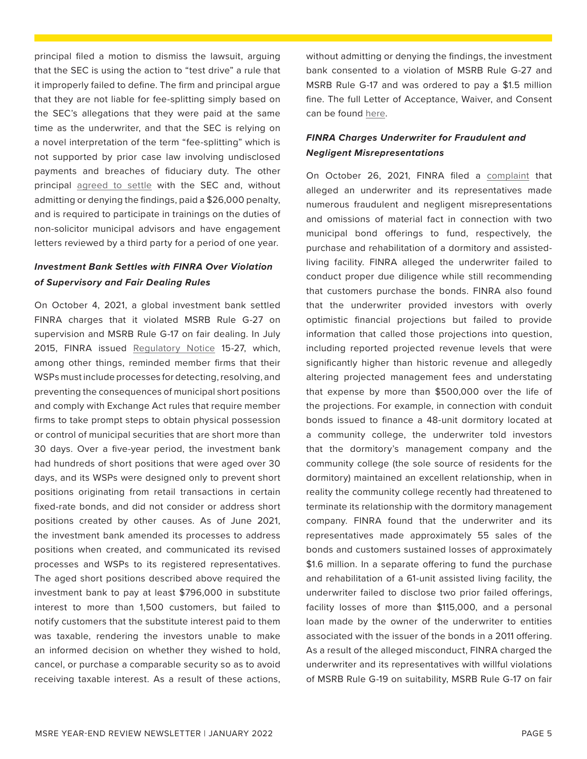principal filed a motion to dismiss the lawsuit, arguing that the SEC is using the action to "test drive" a rule that it improperly failed to define. The firm and principal argue that they are not liable for fee-splitting simply based on the SEC's allegations that they were paid at the same time as the underwriter, and that the SEC is relying on a novel interpretation of the term "fee-splitting" which is not supported by prior case law involving undisclosed payments and breaches of fiduciary duty. The other principal agreed to settle with the SEC and, without admitting or denying the findings, paid a $26,000 penalty, and is required to participate in trainings on the duties of non-solicitor municipal advisors and have engagement letters reviewed by a third party for a period of one year.

### *Investment Bank Settles with FINRA Over Violation of Supervisory and Fair Dealing Rules*

On October 4, 2021, a global investment bank settled FINRA charges that it violated MSRB Rule G-27 on supervision and MSRB Rule G-17 on fair dealing. In July 2015, FINRA issued Regulatory Notice 15-27, which, among other things, reminded member firms that their WSPs must include processes for detecting, resolving, and preventing the consequences of municipal short positions and comply with Exchange Act rules that require member firms to take prompt steps to obtain physical possession or control of municipal securities that are short more than 30 days. Over a five-year period, the investment bank had hundreds of short positions that were aged over 30 days, and its WSPs were designed only to prevent short positions originating from retail transactions in certain fixed-rate bonds, and did not consider or address short positions created by other causes. As of June 2021, the investment bank amended its processes to address positions when created, and communicated its revised processes and WSPs to its registered representatives. The aged short positions described above required the investment bank to pay at least $796,000 in substitute interest to more than 1,500 customers, but failed to notify customers that the substitute interest paid to them was taxable, rendering the investors unable to make an informed decision on whether they wished to hold, cancel, or purchase a comparable security so as to avoid receiving taxable interest. As a result of these actions, without admitting or denying the findings, the investment bank consented to a violation of MSRB Rule G-27 and MSRB Rule G-17 and was ordered to pay a $1.5 million fine. The full Letter of Acceptance, Waiver, and Consent can be found here.

### *FINRA Charges Underwriter for Fraudulent and Negligent Misrepresentations*

On October 26, 2021, FINRA filed a complaint that alleged an underwriter and its representatives made numerous fraudulent and negligent misrepresentations and omissions of material fact in connection with two municipal bond offerings to fund, respectively, the purchase and rehabilitation of a dormitory and assisted-living facility. FINRA alleged the underwriter failed to conduct proper due diligence while still recommending that customers purchase the bonds. FINRA also found that the underwriter provided investors with overly optimistic financial projections but failed to provide information that called those projections into question, including reported projected revenue levels that were significantly higher than historic revenue and allegedly altering projected management fees and understating that expense by more than $500,000 over the life of the projections. For example, in connection with conduit bonds issued to finance a 48-unit dormitory located at a community college, the underwriter told investors that the dormitory's management company and the community college (the sole source of residents for the dormitory) maintained an excellent relationship, when in reality the community college recently had threatened to terminate its relationship with the dormitory management company. FINRA found that the underwriter and its representatives made approximately 55 sales of the bonds and customers sustained losses of approximately $1.6 million. In a separate offering to fund the purchase and rehabilitation of a 61-unit assisted living facility, the underwriter failed to disclose two prior failed offerings, facility losses of more than $115,000, and a personal loan made by the owner of the underwriter to entities associated with the issuer of the bonds in a 2011 offering. As a result of the alleged misconduct, FINRA charged the underwriter and its representatives with willful violations of MSRB Rule G-19 on suitability, MSRB Rule G-17 on fair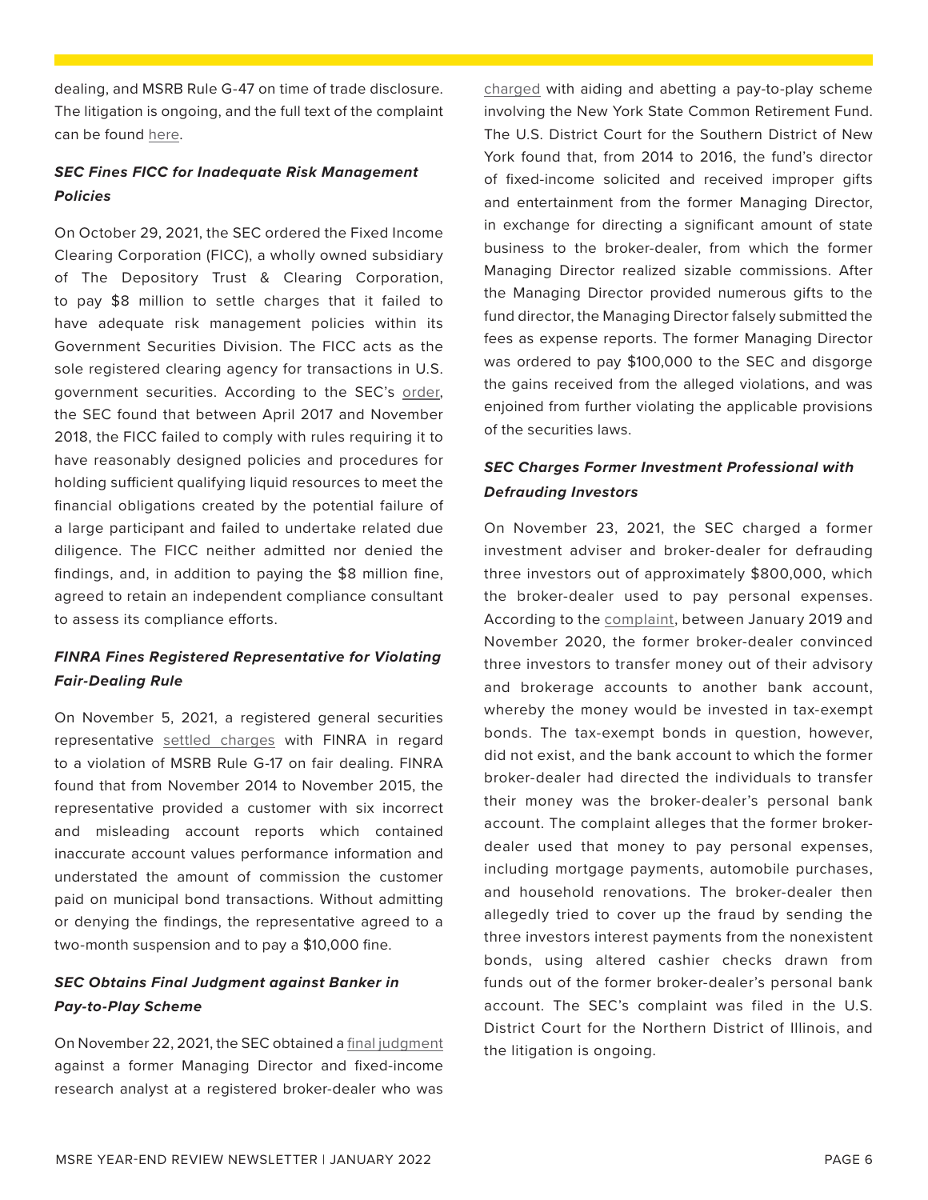dealing, and MSRB Rule G-47 on time of trade disclosure. The litigation is ongoing, and the full text of the complaint can be found here.

### *SEC Fines FICC for Inadequate Risk Management Policies*

On October 29, 2021, the SEC ordered the Fixed Income Clearing Corporation (FICC), a wholly owned subsidiary of The Depository Trust & Clearing Corporation, to pay $8 million to settle charges that it failed to have adequate risk management policies within its Government Securities Division. The FICC acts as the sole registered clearing agency for transactions in U.S. government securities. According to the SEC's order, the SEC found that between April 2017 and November 2018, the FICC failed to comply with rules requiring it to have reasonably designed policies and procedures for holding sufficient qualifying liquid resources to meet the financial obligations created by the potential failure of a large participant and failed to undertake related due diligence. The FICC neither admitted nor denied the findings, and, in addition to paying the $8 million fine, agreed to retain an independent compliance consultant to assess its compliance efforts.

### *FINRA Fines Registered Representative for Violating Fair-Dealing Rule*

On November 5, 2021, a registered general securities representative settled charges with FINRA in regard to a violation of MSRB Rule G-17 on fair dealing. FINRA found that from November 2014 to November 2015, the representative provided a customer with six incorrect and misleading account reports which contained inaccurate account values performance information and understated the amount of commission the customer paid on municipal bond transactions. Without admitting or denying the findings, the representative agreed to a two-month suspension and to pay a $10,000 fine.

### *SEC Obtains Final Judgment against Banker in Pay-to-Play Scheme*

On November 22, 2021, the SEC obtained a final judgment against a former Managing Director and fixed-income research analyst at a registered broker-dealer who was charged with aiding and abetting a pay-to-play scheme involving the New York State Common Retirement Fund. The U.S. District Court for the Southern District of New York found that, from 2014 to 2016, the fund's director of fixed-income solicited and received improper gifts and entertainment from the former Managing Director, in exchange for directing a significant amount of state business to the broker-dealer, from which the former Managing Director realized sizable commissions. After the Managing Director provided numerous gifts to the fund director, the Managing Director falsely submitted the fees as expense reports. The former Managing Director was ordered to pay $100,000 to the SEC and disgorge the gains received from the alleged violations, and was enjoined from further violating the applicable provisions of the securities laws.

### *SEC Charges Former Investment Professional with Defrauding Investors*

On November 23, 2021, the SEC charged a former investment adviser and broker-dealer for defrauding three investors out of approximately $800,000, which the broker-dealer used to pay personal expenses. According to the complaint, between January 2019 and November 2020, the former broker-dealer convinced three investors to transfer money out of their advisory and brokerage accounts to another bank account, whereby the money would be invested in tax-exempt bonds. The tax-exempt bonds in question, however, did not exist, and the bank account to which the former broker-dealer had directed the individuals to transfer their money was the broker-dealer's personal bank account. The complaint alleges that the former broker-dealer used that money to pay personal expenses, including mortgage payments, automobile purchases, and household renovations. The broker-dealer then allegedly tried to cover up the fraud by sending the three investors interest payments from the nonexistent bonds, using altered cashier checks drawn from funds out of the former broker-dealer's personal bank account. The SEC's complaint was filed in the U.S. District Court for the Northern District of Illinois, and the litigation is ongoing.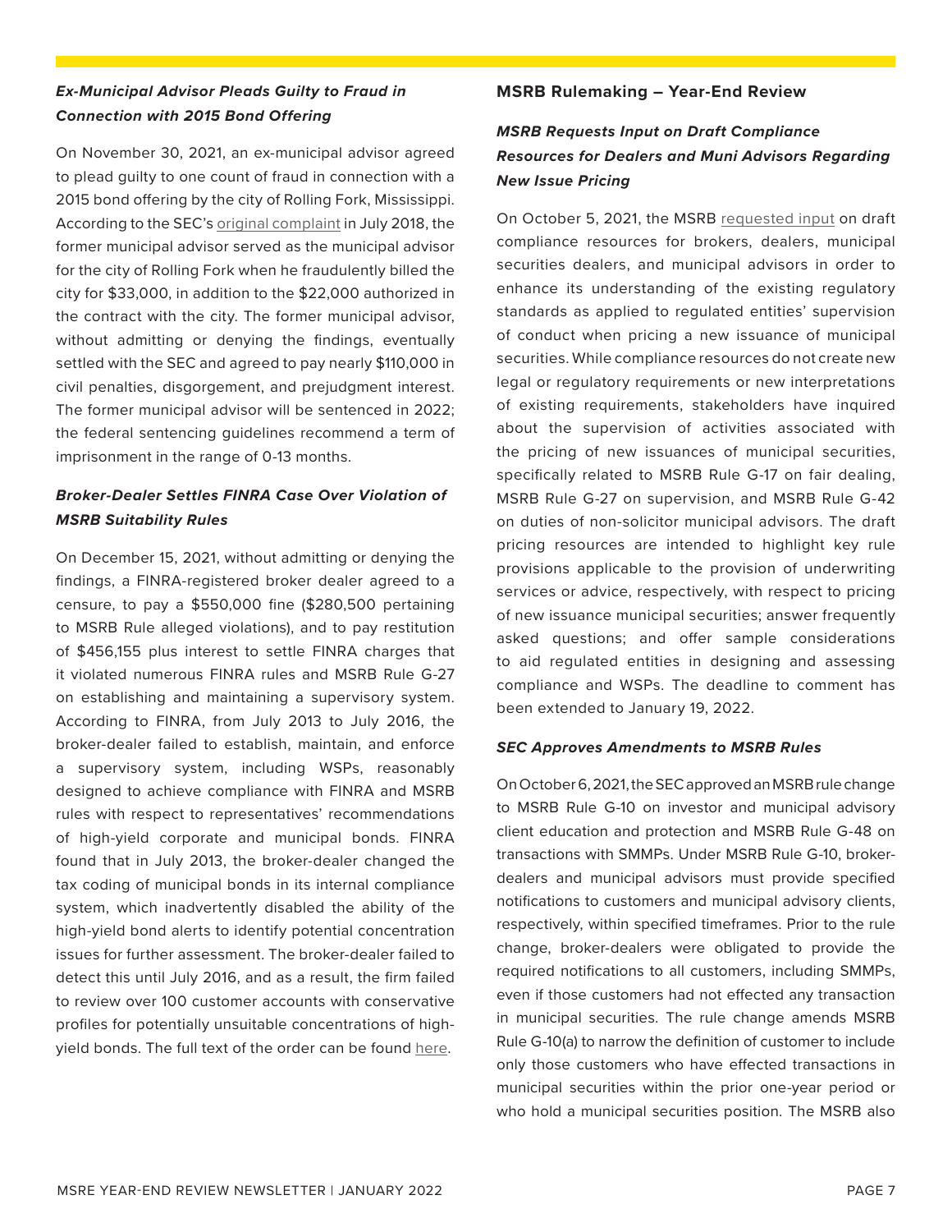### *Ex-Municipal Advisor Pleads Guilty to Fraud in Connection with 2015 Bond Offering*

On November 30, 2021, an ex-municipal advisor agreed to plead guilty to one count of fraud in connection with a 2015 bond offering by the city of Rolling Fork, Mississippi. According to the SEC's original complaint in July 2018, the former municipal advisor served as the municipal advisor for the city of Rolling Fork when he fraudulently billed the city for $33,000, in addition to the $22,000 authorized in the contract with the city. The former municipal advisor, without admitting or denying the findings, eventually settled with the SEC and agreed to pay nearly $110,000 in civil penalties, disgorgement, and prejudgment interest. The former municipal advisor will be sentenced in 2022; the federal sentencing guidelines recommend a term of imprisonment in the range of 0-13 months.

### *Broker-Dealer Settles FINRA Case Over Violation of MSRB Suitability Rules*

On December 15, 2021, without admitting or denying the findings, a FINRA-registered broker dealer agreed to a censure, to pay a $550,000 fine ($280,500 pertaining to MSRB Rule alleged violations), and to pay restitution of $456,155 plus interest to settle FINRA charges that it violated numerous FINRA rules and MSRB Rule G-27 on establishing and maintaining a supervisory system. According to FINRA, from July 2013 to July 2016, the broker-dealer failed to establish, maintain, and enforce a supervisory system, including WSPs, reasonably designed to achieve compliance with FINRA and MSRB rules with respect to representatives' recommendations of high-yield corporate and municipal bonds. FINRA found that in July 2013, the broker-dealer changed the tax coding of municipal bonds in its internal compliance system, which inadvertently disabled the ability of the high-yield bond alerts to identify potential concentration issues for further assessment. The broker-dealer failed to detect this until July 2016, and as a result, the firm failed to review over 100 customer accounts with conservative profiles for potentially unsuitable concentrations of high-yield bonds. The full text of the order can be found here.

## **MSRB Rulemaking – Year-End Review**

### *MSRB Requests Input on Draft Compliance Resources for Dealers and Muni Advisors Regarding New Issue Pricing*

On October 5, 2021, the MSRB requested input on draft compliance resources for brokers, dealers, municipal securities dealers, and municipal advisors in order to enhance its understanding of the existing regulatory standards as applied to regulated entities' supervision of conduct when pricing a new issuance of municipal securities. While compliance resources do not create new legal or regulatory requirements or new interpretations of existing requirements, stakeholders have inquired about the supervision of activities associated with the pricing of new issuances of municipal securities, specifically related to MSRB Rule G-17 on fair dealing, MSRB Rule G-27 on supervision, and MSRB Rule G-42 on duties of non-solicitor municipal advisors. The draft pricing resources are intended to highlight key rule provisions applicable to the provision of underwriting services or advice, respectively, with respect to pricing of new issuance municipal securities; answer frequently asked questions; and offer sample considerations to aid regulated entities in designing and assessing compliance and WSPs. The deadline to comment has been extended to January 19, 2022.

### *SEC Approves Amendments to MSRB Rules*

On October 6, 2021, the SEC approved an MSRB rule change to MSRB Rule G-10 on investor and municipal advisory client education and protection and MSRB Rule G-48 on transactions with SMMPs. Under MSRB Rule G-10, broker-dealers and municipal advisors must provide specified notifications to customers and municipal advisory clients, respectively, within specified timeframes. Prior to the rule change, broker-dealers were obligated to provide the required notifications to all customers, including SMMPs, even if those customers had not effected any transaction in municipal securities. The rule change amends MSRB Rule G-10(a) to narrow the definition of customer to include only those customers who have effected transactions in municipal securities within the prior one-year period or who hold a municipal securities position. The MSRB also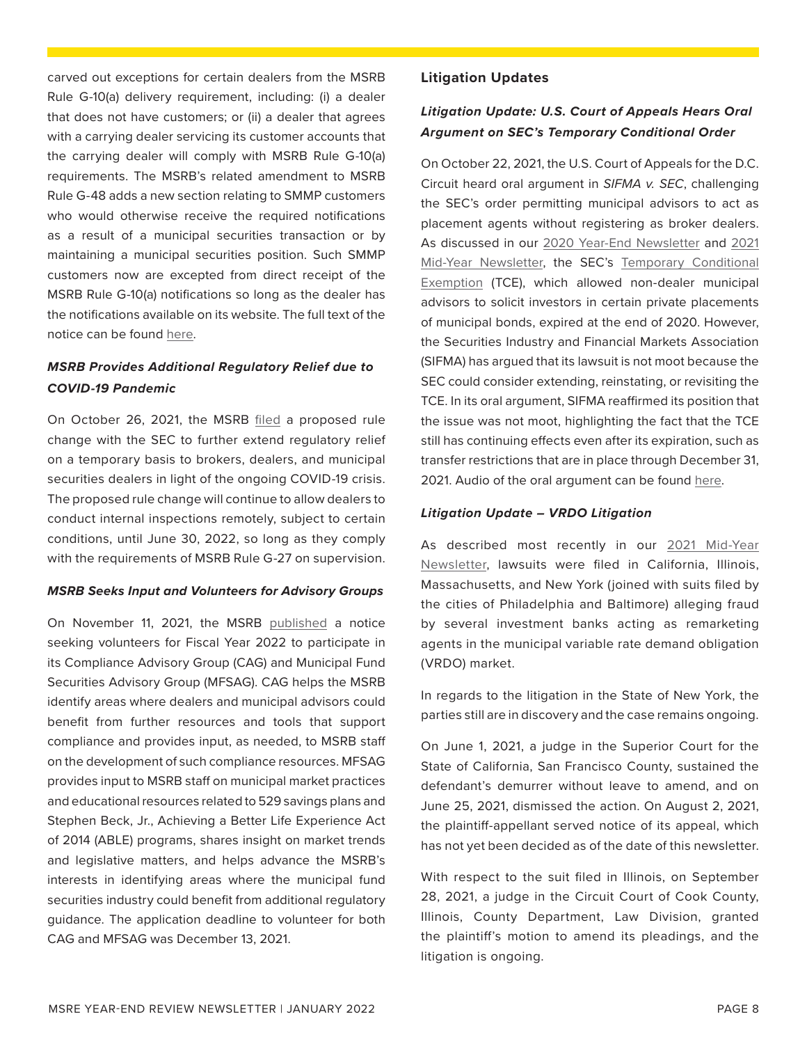carved out exceptions for certain dealers from the MSRB Rule G-10(a) delivery requirement, including: (i) a dealer that does not have customers; or (ii) a dealer that agrees with a carrying dealer servicing its customer accounts that the carrying dealer will comply with MSRB Rule G-10(a) requirements. The MSRB's related amendment to MSRB Rule G-48 adds a new section relating to SMMP customers who would otherwise receive the required notifications as a result of a municipal securities transaction or by maintaining a municipal securities position. Such SMMP customers now are excepted from direct receipt of the MSRB Rule G-10(a) notifications so long as the dealer has the notifications available on its website. The full text of the notice can be found here.

### *MSRB Provides Additional Regulatory Relief due to COVID-19 Pandemic*

On October 26, 2021, the MSRB filed a proposed rule change with the SEC to further extend regulatory relief on a temporary basis to brokers, dealers, and municipal securities dealers in light of the ongoing COVID-19 crisis. The proposed rule change will continue to allow dealers to conduct internal inspections remotely, subject to certain conditions, until June 30, 2022, so long as they comply with the requirements of MSRB Rule G-27 on supervision.

#### *MSRB Seeks Input and Volunteers for Advisory Groups*

On November 11, 2021, the MSRB published a notice seeking volunteers for Fiscal Year 2022 to participate in its Compliance Advisory Group (CAG) and Municipal Fund Securities Advisory Group (MFSAG). CAG helps the MSRB identify areas where dealers and municipal advisors could benefit from further resources and tools that support compliance and provides input, as needed, to MSRB staff on the development of such compliance resources. MFSAG provides input to MSRB staff on municipal market practices and educational resources related to 529 savings plans and Stephen Beck, Jr., Achieving a Better Life Experience Act of 2014 (ABLE) programs, shares insight on market trends and legislative matters, and helps advance the MSRB's interests in identifying areas where the municipal fund securities industry could benefit from additional regulatory guidance. The application deadline to volunteer for both CAG and MFSAG was December 13, 2021.

## Litigation Updates

### *Litigation Update: U.S. Court of Appeals Hears Oral Argument on SEC's Temporary Conditional Order*

On October 22, 2021, the U.S. Court of Appeals for the D.C. Circuit heard oral argument in *SIFMA v. SEC*, challenging the SEC's order permitting municipal advisors to act as placement agents without registering as broker dealers. As discussed in our 2020 Year-End Newsletter and 2021 Mid-Year Newsletter, the SEC's Temporary Conditional Exemption (TCE), which allowed non-dealer municipal advisors to solicit investors in certain private placements of municipal bonds, expired at the end of 2020. However, the Securities Industry and Financial Markets Association (SIFMA) has argued that its lawsuit is not moot because the SEC could consider extending, reinstating, or revisiting the TCE. In its oral argument, SIFMA reaffirmed its position that the issue was not moot, highlighting the fact that the TCE still has continuing effects even after its expiration, such as transfer restrictions that are in place through December 31, 2021. Audio of the oral argument can be found here.

#### *Litigation Update – VRDO Litigation*

As described most recently in our 2021 Mid-Year Newsletter, lawsuits were filed in California, Illinois, Massachusetts, and New York (joined with suits filed by the cities of Philadelphia and Baltimore) alleging fraud by several investment banks acting as remarketing agents in the municipal variable rate demand obligation (VRDO) market.

In regards to the litigation in the State of New York, the parties still are in discovery and the case remains ongoing.

On June 1, 2021, a judge in the Superior Court for the State of California, San Francisco County, sustained the defendant's demurrer without leave to amend, and on June 25, 2021, dismissed the action. On August 2, 2021, the plaintiff-appellant served notice of its appeal, which has not yet been decided as of the date of this newsletter.

With respect to the suit filed in Illinois, on September 28, 2021, a judge in the Circuit Court of Cook County, Illinois, County Department, Law Division, granted the plaintiff's motion to amend its pleadings, and the litigation is ongoing.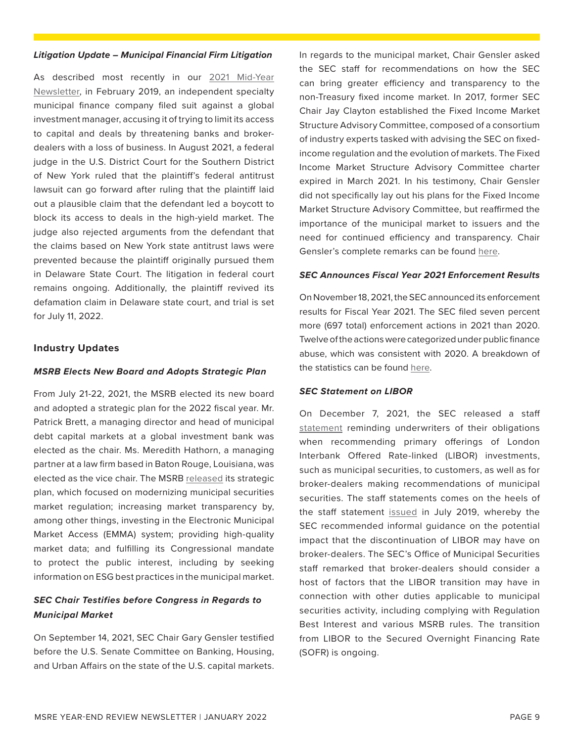***Litigation Update – Municipal Financial Firm Litigation***

As described most recently in our 2021 Mid-Year Newsletter, in February 2019, an independent specialty municipal finance company filed suit against a global investment manager, accusing it of trying to limit its access to capital and deals by threatening banks and broker-dealers with a loss of business. In August 2021, a federal judge in the U.S. District Court for the Southern District of New York ruled that the plaintiff's federal antitrust lawsuit can go forward after ruling that the plaintiff laid out a plausible claim that the defendant led a boycott to block its access to deals in the high-yield market. The judge also rejected arguments from the defendant that the claims based on New York state antitrust laws were prevented because the plaintiff originally pursued them in Delaware State Court. The litigation in federal court remains ongoing. Additionally, the plaintiff revived its defamation claim in Delaware state court, and trial is set for July 11, 2022.

## Industry Updates

***MSRB Elects New Board and Adopts Strategic Plan***

From July 21-22, 2021, the MSRB elected its new board and adopted a strategic plan for the 2022 fiscal year. Mr. Patrick Brett, a managing director and head of municipal debt capital markets at a global investment bank was elected as the chair. Ms. Meredith Hathorn, a managing partner at a law firm based in Baton Rouge, Louisiana, was elected as the vice chair. The MSRB released its strategic plan, which focused on modernizing municipal securities market regulation; increasing market transparency by, among other things, investing in the Electronic Municipal Market Access (EMMA) system; providing high-quality market data; and fulfilling its Congressional mandate to protect the public interest, including by seeking information on ESG best practices in the municipal market.

***SEC Chair Testifies before Congress in Regards to Municipal Market***

On September 14, 2021, SEC Chair Gary Gensler testified before the U.S. Senate Committee on Banking, Housing, and Urban Affairs on the state of the U.S. capital markets. In regards to the municipal market, Chair Gensler asked the SEC staff for recommendations on how the SEC can bring greater efficiency and transparency to the non-Treasury fixed income market. In 2017, former SEC Chair Jay Clayton established the Fixed Income Market Structure Advisory Committee, composed of a consortium of industry experts tasked with advising the SEC on fixed-income regulation and the evolution of markets. The Fixed Income Market Structure Advisory Committee charter expired in March 2021. In his testimony, Chair Gensler did not specifically lay out his plans for the Fixed Income Market Structure Advisory Committee, but reaffirmed the importance of the municipal market to issuers and the need for continued efficiency and transparency. Chair Gensler's complete remarks can be found here.

***SEC Announces Fiscal Year 2021 Enforcement Results***

On November 18, 2021, the SEC announced its enforcement results for Fiscal Year 2021. The SEC filed seven percent more (697 total) enforcement actions in 2021 than 2020. Twelve of the actions were categorized under public finance abuse, which was consistent with 2020. A breakdown of the statistics can be found here.

***SEC Statement on LIBOR***

On December 7, 2021, the SEC released a staff statement reminding underwriters of their obligations when recommending primary offerings of London Interbank Offered Rate-linked (LIBOR) investments, such as municipal securities, to customers, as well as for broker-dealers making recommendations of municipal securities. The staff statements comes on the heels of the staff statement issued in July 2019, whereby the SEC recommended informal guidance on the potential impact that the discontinuation of LIBOR may have on broker-dealers. The SEC's Office of Municipal Securities staff remarked that broker-dealers should consider a host of factors that the LIBOR transition may have in connection with other duties applicable to municipal securities activity, including complying with Regulation Best Interest and various MSRB rules. The transition from LIBOR to the Secured Overnight Financing Rate (SOFR) is ongoing.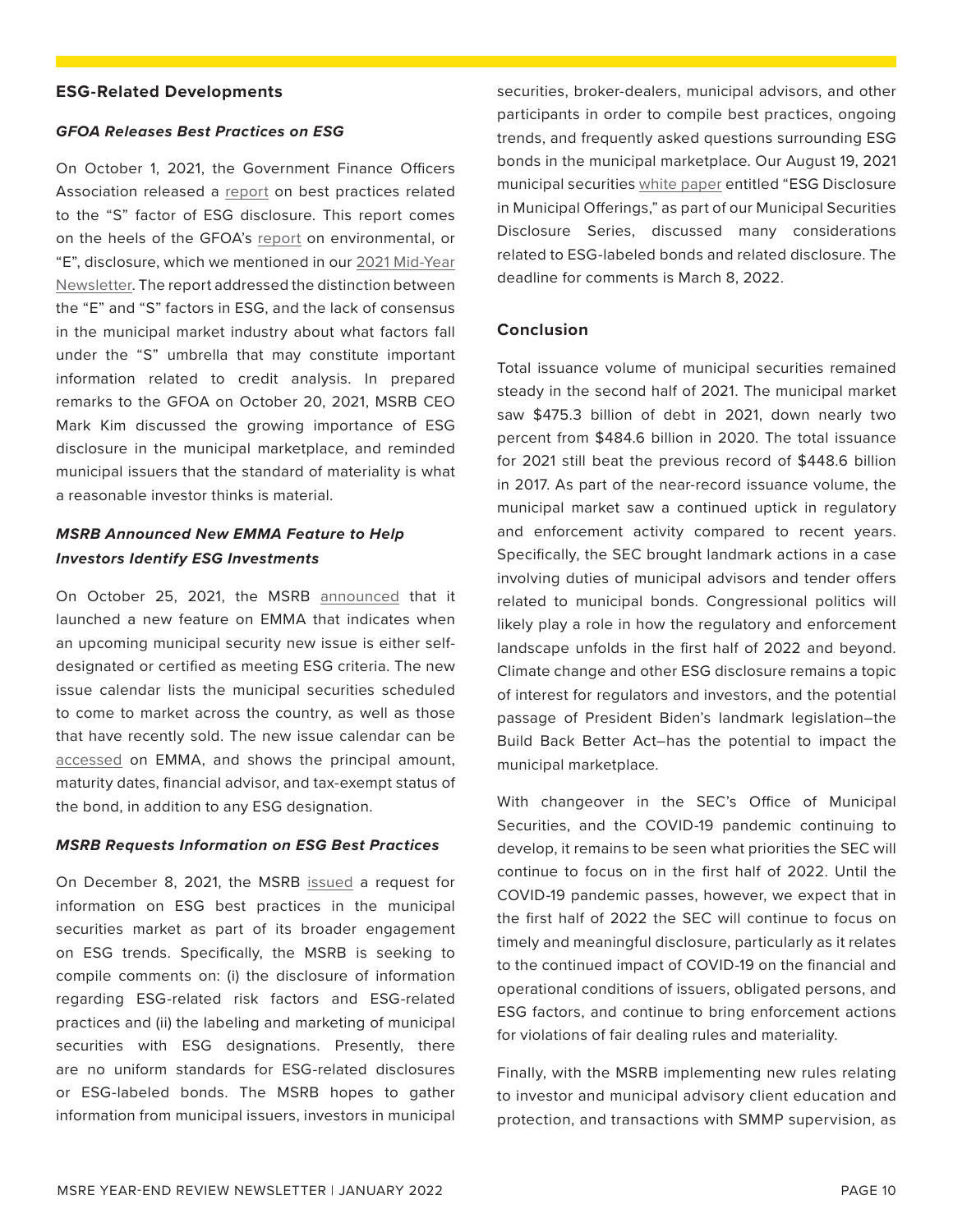## ESG-Related Developments

### *GFOA Releases Best Practices on ESG*

On October 1, 2021, the Government Finance Officers Association released a report on best practices related to the "S" factor of ESG disclosure. This report comes on the heels of the GFOA's report on environmental, or "E", disclosure, which we mentioned in our 2021 Mid-Year Newsletter. The report addressed the distinction between the "E" and "S" factors in ESG, and the lack of consensus in the municipal market industry about what factors fall under the "S" umbrella that may constitute important information related to credit analysis. In prepared remarks to the GFOA on October 20, 2021, MSRB CEO Mark Kim discussed the growing importance of ESG disclosure in the municipal marketplace, and reminded municipal issuers that the standard of materiality is what a reasonable investor thinks is material.

### *MSRB Announced New EMMA Feature to Help Investors Identify ESG Investments*

On October 25, 2021, the MSRB announced that it launched a new feature on EMMA that indicates when an upcoming municipal security new issue is either self-designated or certified as meeting ESG criteria. The new issue calendar lists the municipal securities scheduled to come to market across the country, as well as those that have recently sold. The new issue calendar can be accessed on EMMA, and shows the principal amount, maturity dates, financial advisor, and tax-exempt status of the bond, in addition to any ESG designation.

### *MSRB Requests Information on ESG Best Practices*

On December 8, 2021, the MSRB issued a request for information on ESG best practices in the municipal securities market as part of its broader engagement on ESG trends. Specifically, the MSRB is seeking to compile comments on: (i) the disclosure of information regarding ESG-related risk factors and ESG-related practices and (ii) the labeling and marketing of municipal securities with ESG designations. Presently, there are no uniform standards for ESG-related disclosures or ESG-labeled bonds. The MSRB hopes to gather information from municipal issuers, investors in municipal securities, broker-dealers, municipal advisors, and other participants in order to compile best practices, ongoing trends, and frequently asked questions surrounding ESG bonds in the municipal marketplace. Our August 19, 2021 municipal securities white paper entitled "ESG Disclosure in Municipal Offerings," as part of our Municipal Securities Disclosure Series, discussed many considerations related to ESG-labeled bonds and related disclosure. The deadline for comments is March 8, 2022.

## Conclusion

Total issuance volume of municipal securities remained steady in the second half of 2021. The municipal market saw $475.3 billion of debt in 2021, down nearly two percent from $484.6 billion in 2020. The total issuance for 2021 still beat the previous record of $448.6 billion in 2017. As part of the near-record issuance volume, the municipal market saw a continued uptick in regulatory and enforcement activity compared to recent years. Specifically, the SEC brought landmark actions in a case involving duties of municipal advisors and tender offers related to municipal bonds. Congressional politics will likely play a role in how the regulatory and enforcement landscape unfolds in the first half of 2022 and beyond. Climate change and other ESG disclosure remains a topic of interest for regulators and investors, and the potential passage of President Biden's landmark legislation–the Build Back Better Act–has the potential to impact the municipal marketplace.

With changeover in the SEC's Office of Municipal Securities, and the COVID-19 pandemic continuing to develop, it remains to be seen what priorities the SEC will continue to focus on in the first half of 2022. Until the COVID-19 pandemic passes, however, we expect that in the first half of 2022 the SEC will continue to focus on timely and meaningful disclosure, particularly as it relates to the continued impact of COVID-19 on the financial and operational conditions of issuers, obligated persons, and ESG factors, and continue to bring enforcement actions for violations of fair dealing rules and materiality.

Finally, with the MSRB implementing new rules relating to investor and municipal advisory client education and protection, and transactions with SMMP supervision, as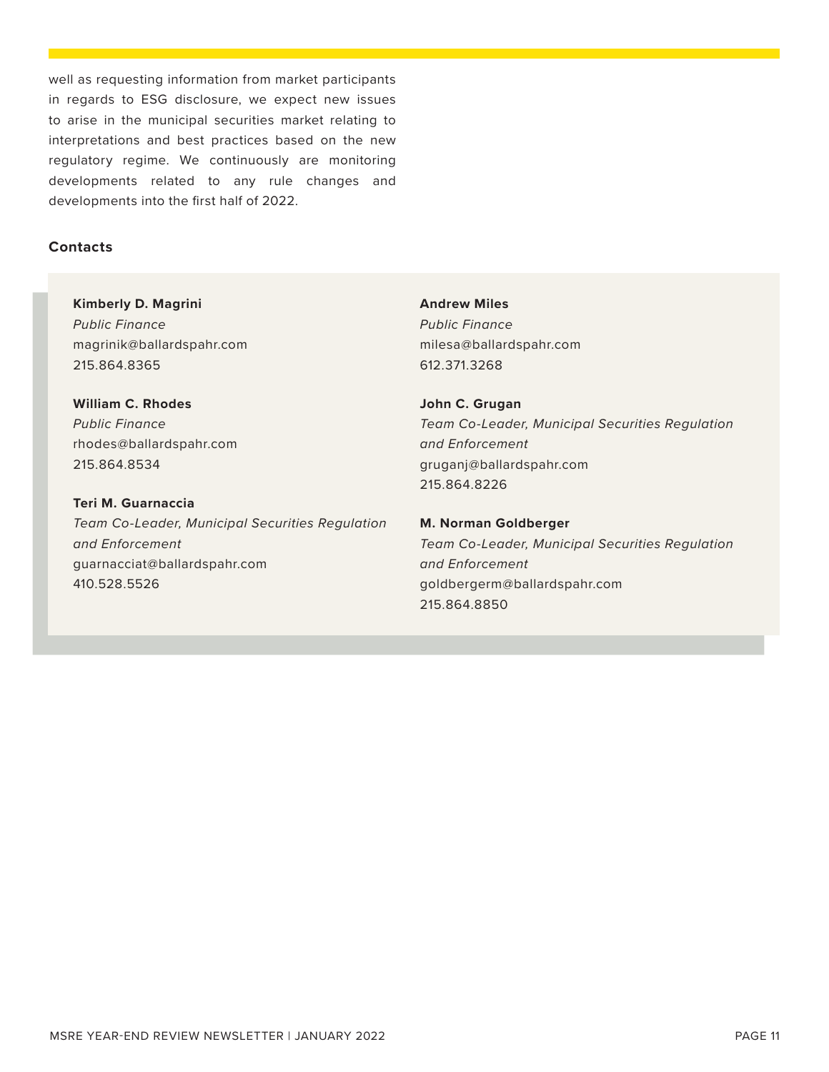well as requesting information from market participants in regards to ESG disclosure, we expect new issues to arise in the municipal securities market relating to interpretations and best practices based on the new regulatory regime. We continuously are monitoring developments related to any rule changes and developments into the first half of 2022.

**Contacts**

**Kimberly D. Magrini**
*Public Finance*
magrinik@ballardspahr.com
215.864.8365

**William C. Rhodes**
*Public Finance*
rhodes@ballardspahr.com
215.864.8534

**Teri M. Guarnaccia**
*Team Co-Leader, Municipal Securities Regulation and Enforcement*
guarnacciat@ballardspahr.com
410.528.5526

**Andrew Miles**
*Public Finance*
milesa@ballardspahr.com
612.371.3268

**John C. Grugan**
*Team Co-Leader, Municipal Securities Regulation and Enforcement*
gruganj@ballardspahr.com
215.864.8226

**M. Norman Goldberger**
*Team Co-Leader, Municipal Securities Regulation and Enforcement*
goldbergerm@ballardspahr.com
215.864.8850